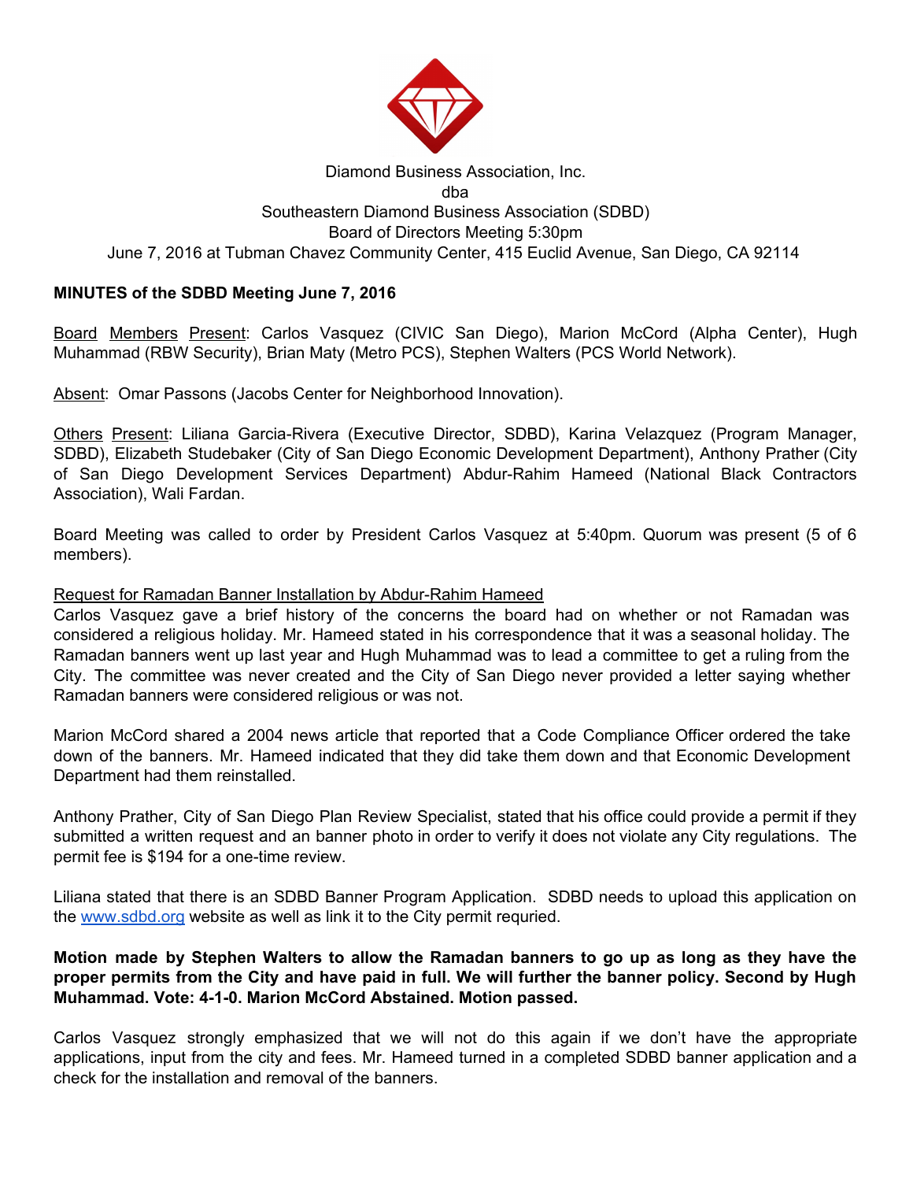Diamond Business Association, Inc.
dba
Southeastern Diamond Business Association (SDBD)
Board of Directors Meeting 5:30pm
June 7, 2016 at Tubman Chavez Community Center, 415 Euclid Avenue, San Diego, CA 92114

**MINUTES of the SDBD Meeting June 7, 2016**

Board Members Present: Carlos Vasquez (CIVIC San Diego), Marion McCord (Alpha Center), Hugh Muhammad (RBW Security), Brian Maty (Metro PCS), Stephen Walters (PCS World Network).

Absent: Omar Passons (Jacobs Center for Neighborhood Innovation).

Others Present: Liliana Garcia-Rivera (Executive Director, SDBD), Karina Velazquez (Program Manager, SDBD), Elizabeth Studebaker (City of San Diego Economic Development Department), Anthony Prather (City of San Diego Development Services Department) Abdur-Rahim Hameed (National Black Contractors Association), Wali Fardan.

Board Meeting was called to order by President Carlos Vasquez at 5:40pm. Quorum was present (5 of 6 members).

Request for Ramadan Banner Installation by Abdur-Rahim Hameed
Carlos Vasquez gave a brief history of the concerns the board had on whether or not Ramadan was considered a religious holiday. Mr. Hameed stated in his correspondence that it was a seasonal holiday. The Ramadan banners went up last year and Hugh Muhammad was to lead a committee to get a ruling from the City. The committee was never created and the City of San Diego never provided a letter saying whether Ramadan banners were considered religious or was not.

Marion McCord shared a 2004 news article that reported that a Code Compliance Officer ordered the take down of the banners. Mr. Hameed indicated that they did take them down and that Economic Development Department had them reinstalled.

Anthony Prather, City of San Diego Plan Review Specialist, stated that his office could provide a permit if they submitted a written request and an banner photo in order to verify it does not violate any City regulations. The permit fee is $194 for a one-time review.

Liliana stated that there is an SDBD Banner Program Application. SDBD needs to upload this application on the www.sdbd.org website as well as link it to the City permit requried.

**Motion made by Stephen Walters to allow the Ramadan banners to go up as long as they have the proper permits from the City and have paid in full. We will further the banner policy. Second by Hugh Muhammad. Vote: 4-1-0. Marion McCord Abstained. Motion passed.**

Carlos Vasquez strongly emphasized that we will not do this again if we don't have the appropriate applications, input from the city and fees. Mr. Hameed turned in a completed SDBD banner application and a check for the installation and removal of the banners.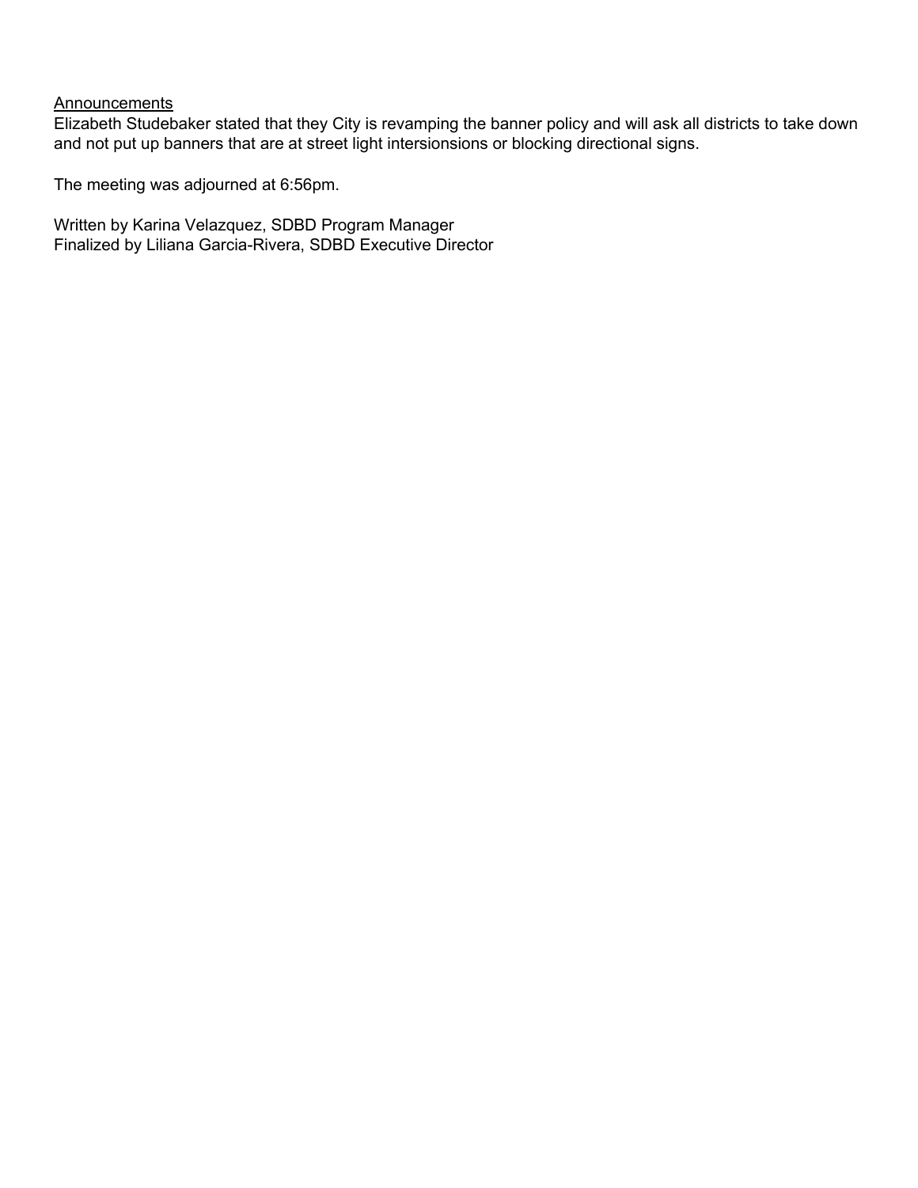<u>Announcements</u>

Elizabeth Studebaker stated that they City is revamping the banner policy and will ask all districts to take down and not put up banners that are at street light intersionsions or blocking directional signs.

The meeting was adjourned at 6:56pm.

Written by Karina Velazquez, SDBD Program Manager
Finalized by Liliana Garcia-Rivera, SDBD Executive Director